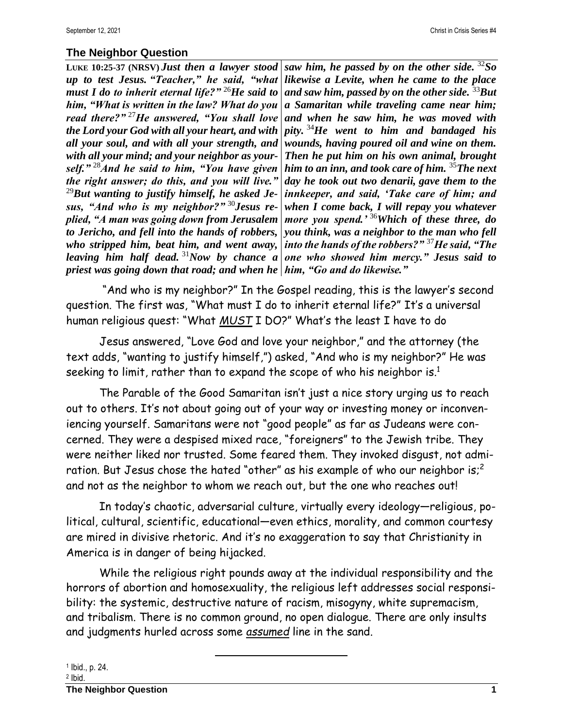## The Neighbor Question

**LUKE 10:25-37 (NRSV)** ***Just then a lawyer stood up to test Jesus. "Teacher," he said, "what must I do to inherit eternal life?"*** [26] ***He said to him, "What is written in the law? What do you read there?"*** [27] ***He answered, "You shall love the Lord your God with all your heart, and with all your soul, and with all your strength, and with all your mind; and your neighbor as yourself."*** [28] ***And he said to him, "You have given the right answer; do this, and you will live."*** [29] ***But wanting to justify himself, he asked Jesus, "And who is my neighbor?"*** [30] ***Jesus replied, "A man was going down from Jerusalem to Jericho, and fell into the hands of robbers, who stripped him, beat him, and went away, leaving him half dead.*** [31] ***Now by chance a priest was going down that road; and when he saw him, he passed by on the other side.*** [32] ***So likewise a Levite, when he came to the place and saw him, passed by on the other side.*** [33] ***But a Samaritan while traveling came near him; and when he saw him, he was moved with pity.*** [34] ***He went to him and bandaged his wounds, having poured oil and wine on them. Then he put him on his own animal, brought him to an inn, and took care of him.*** [35] ***The next day he took out two denarii, gave them to the innkeeper, and said, 'Take care of him; and when I come back, I will repay you whatever more you spend.'*** [36] ***Which of these three, do you think, was a neighbor to the man who fell into the hands of the robbers?"*** [37] ***He said, "The one who showed him mercy." Jesus said to him, "Go and do likewise."***

"And who is my neighbor?" In the Gospel reading, this is the lawyer's second question. The first was, "What must I do to inherit eternal life?" It's a universal human religious quest: "What *MUST* I DO?" What's the least I have to do

Jesus answered, "Love God and love your neighbor," and the attorney (the text adds, "wanting to justify himself,") asked, "And who is my neighbor?" He was seeking to limit, rather than to expand the scope of who his neighbor is.[1]

The Parable of the Good Samaritan isn't just a nice story urging us to reach out to others. It's not about going out of your way or investing money or inconveniencing yourself. Samaritans were not "good people" as far as Judeans were concerned. They were a despised mixed race, "foreigners" to the Jewish tribe. They were neither liked nor trusted. Some feared them. They invoked disgust, not admiration. But Jesus chose the hated "other" as his example of who our neighbor is;[2] and not as the neighbor to whom we reach out, but the one who reaches out!

In today's chaotic, adversarial culture, virtually every ideology—religious, political, cultural, scientific, educational—even ethics, morality, and common courtesy are mired in divisive rhetoric. And it's no exaggeration to say that Christianity in America is in danger of being hijacked.

While the religious right pounds away at the individual responsibility and the horrors of abortion and homosexuality, the religious left addresses social responsibility: the systemic, destructive nature of racism, misogyny, white supremacism, and tribalism. There is no common ground, no open dialogue. There are only insults and judgments hurled across some *assumed* line in the sand.

---

[1] Ibid., p. 24.
[2] Ibid.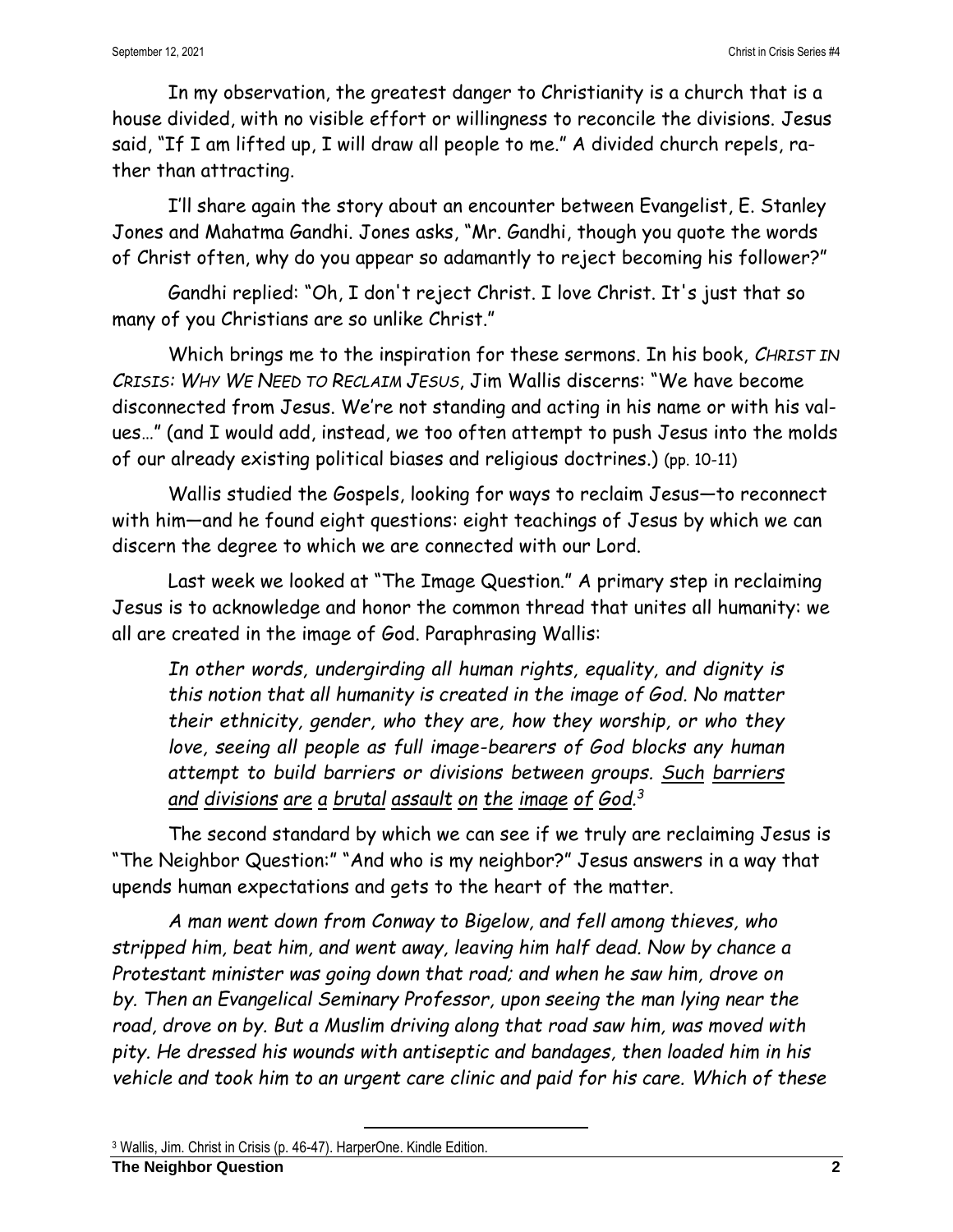In my observation, the greatest danger to Christianity is a church that is a house divided, with no visible effort or willingness to reconcile the divisions. Jesus said, "If I am lifted up, I will draw all people to me." A divided church repels, rather than attracting.

I'll share again the story about an encounter between Evangelist, E. Stanley Jones and Mahatma Gandhi. Jones asks, "Mr. Gandhi, though you quote the words of Christ often, why do you appear so adamantly to reject becoming his follower?"

Gandhi replied: "Oh, I don't reject Christ. I love Christ. It's just that so many of you Christians are so unlike Christ."

Which brings me to the inspiration for these sermons. In his book, *CHRIST IN CRISIS: WHY WE NEED TO RECLAIM JESUS*, Jim Wallis discerns: "We have become disconnected from Jesus. We're not standing and acting in his name or with his values…" (and I would add, instead, we too often attempt to push Jesus into the molds of our already existing political biases and religious doctrines.) (pp. 10-11)

Wallis studied the Gospels, looking for ways to reclaim Jesus—to reconnect with him—and he found eight questions: eight teachings of Jesus by which we can discern the degree to which we are connected with our Lord.

Last week we looked at "The Image Question." A primary step in reclaiming Jesus is to acknowledge and honor the common thread that unites all humanity: we all are created in the image of God. Paraphrasing Wallis:

> *In other words, undergirding all human rights, equality, and dignity is this notion that all humanity is created in the image of God. No matter their ethnicity, gender, who they are, how they worship, or who they love, seeing all people as full image-bearers of God blocks any human attempt to build barriers or divisions between groups. Such barriers and divisions are a brutal assault on the image of God.*[3]

The second standard by which we can see if we truly are reclaiming Jesus is "The Neighbor Question:" "And who is my neighbor?" Jesus answers in a way that upends human expectations and gets to the heart of the matter.

*A man went down from Conway to Bigelow, and fell among thieves, who stripped him, beat him, and went away, leaving him half dead. Now by chance a Protestant minister was going down that road; and when he saw him, drove on by. Then an Evangelical Seminary Professor, upon seeing the man lying near the road, drove on by. But a Muslim driving along that road saw him, was moved with pity. He dressed his wounds with antiseptic and bandages, then loaded him in his vehicle and took him to an urgent care clinic and paid for his care. Which of these*

[3] Wallis, Jim. Christ in Crisis (p. 46-47). HarperOne. Kindle Edition.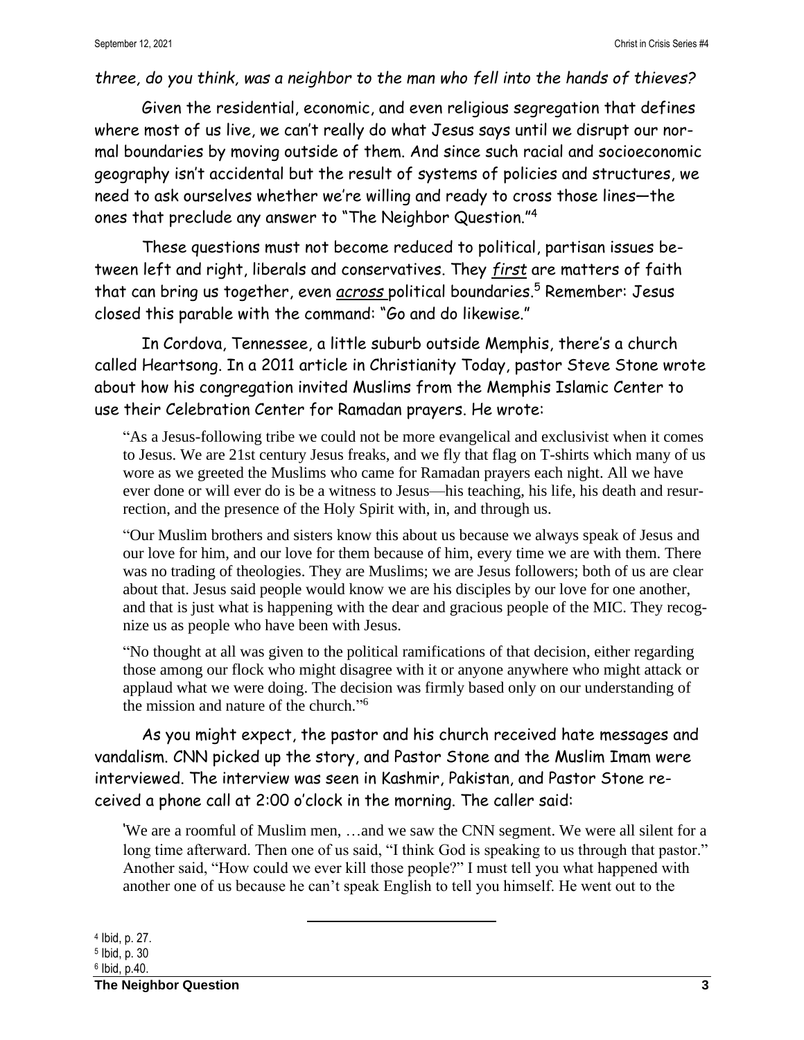*three, do you think, was a neighbor to the man who fell into the hands of thieves?*

Given the residential, economic, and even religious segregation that defines where most of us live, we can't really do what Jesus says until we disrupt our normal boundaries by moving outside of them. And since such racial and socioeconomic geography isn't accidental but the result of systems of policies and structures, we need to ask ourselves whether we're willing and ready to cross those lines—the ones that preclude any answer to "The Neighbor Question."[4]

These questions must not become reduced to political, partisan issues between left and right, liberals and conservatives. They *first* are matters of faith that can bring us together, even *across* political boundaries.[5] Remember: Jesus closed this parable with the command: "Go and do likewise."

In Cordova, Tennessee, a little suburb outside Memphis, there's a church called Heartsong. In a 2011 article in Christianity Today, pastor Steve Stone wrote about how his congregation invited Muslims from the Memphis Islamic Center to use their Celebration Center for Ramadan prayers. He wrote:

> "As a Jesus-following tribe we could not be more evangelical and exclusivist when it comes to Jesus. We are 21st century Jesus freaks, and we fly that flag on T-shirts which many of us wore as we greeted the Muslims who came for Ramadan prayers each night. All we have ever done or will ever do is be a witness to Jesus—his teaching, his life, his death and resurrection, and the presence of the Holy Spirit with, in, and through us.
>
> "Our Muslim brothers and sisters know this about us because we always speak of Jesus and our love for him, and our love for them because of him, every time we are with them. There was no trading of theologies. They are Muslims; we are Jesus followers; both of us are clear about that. Jesus said people would know we are his disciples by our love for one another, and that is just what is happening with the dear and gracious people of the MIC. They recognize us as people who have been with Jesus.
>
> "No thought at all was given to the political ramifications of that decision, either regarding those among our flock who might disagree with it or anyone anywhere who might attack or applaud what we were doing. The decision was firmly based only on our understanding of the mission and nature of the church."[6]

As you might expect, the pastor and his church received hate messages and vandalism. CNN picked up the story, and Pastor Stone and the Muslim Imam were interviewed. The interview was seen in Kashmir, Pakistan, and Pastor Stone received a phone call at 2:00 o'clock in the morning. The caller said:

> 'We are a roomful of Muslim men, …and we saw the CNN segment. We were all silent for a long time afterward. Then one of us said, "I think God is speaking to us through that pastor." Another said, "How could we ever kill those people?" I must tell you what happened with another one of us because he can't speak English to tell you himself. He went out to the

---

[4] Ibid, p. 27.
[5] Ibid, p. 30
[6] Ibid, p.40.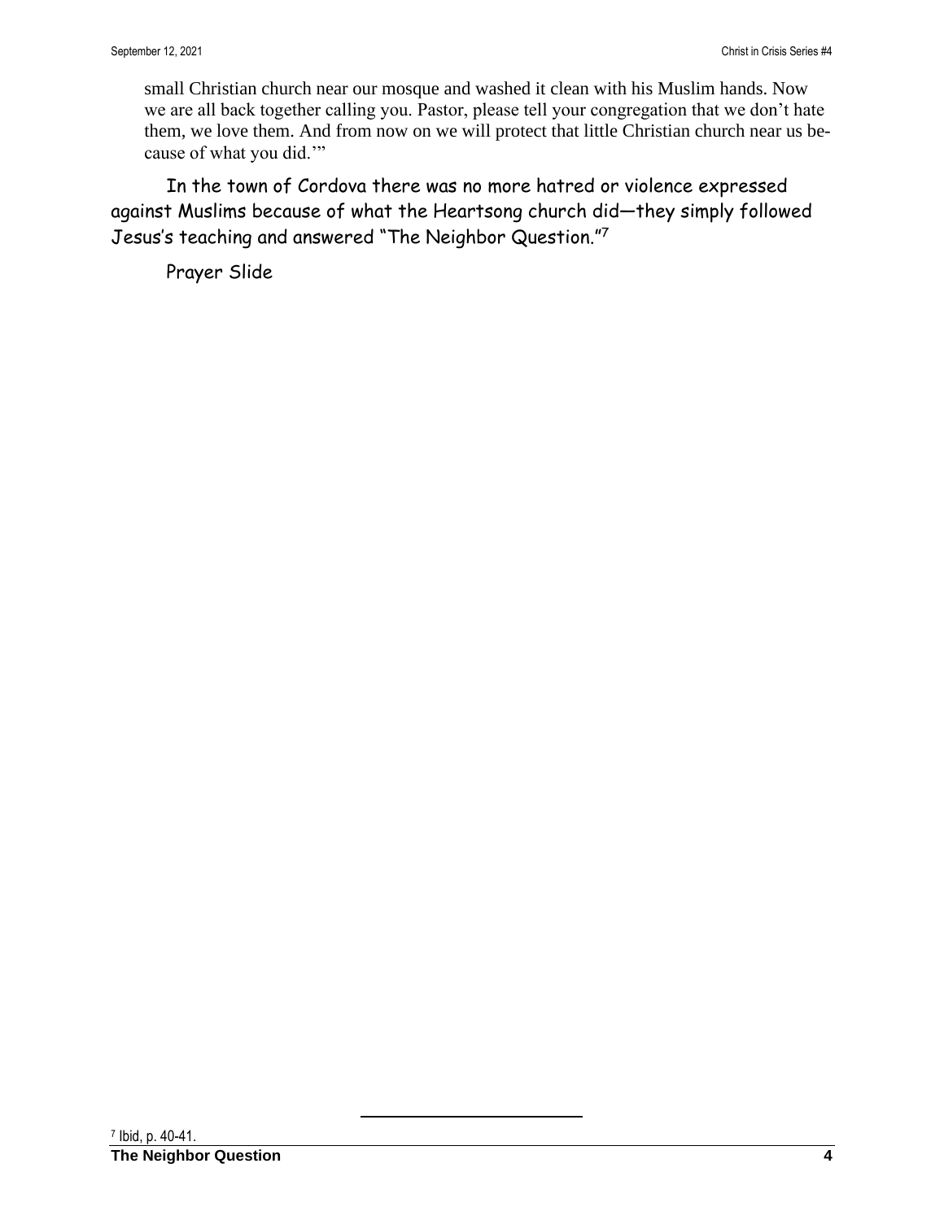> small Christian church near our mosque and washed it clean with his Muslim hands. Now we are all back together calling you. Pastor, please tell your congregation that we don't hate them, we love them. And from now on we will protect that little Christian church near us because of what you did.'"

In the town of Cordova there was no more hatred or violence expressed against Muslims because of what the Heartsong church did—they simply followed Jesus's teaching and answered "The Neighbor Question."[7]

Prayer Slide

---

[7] Ibid, p. 40-41.